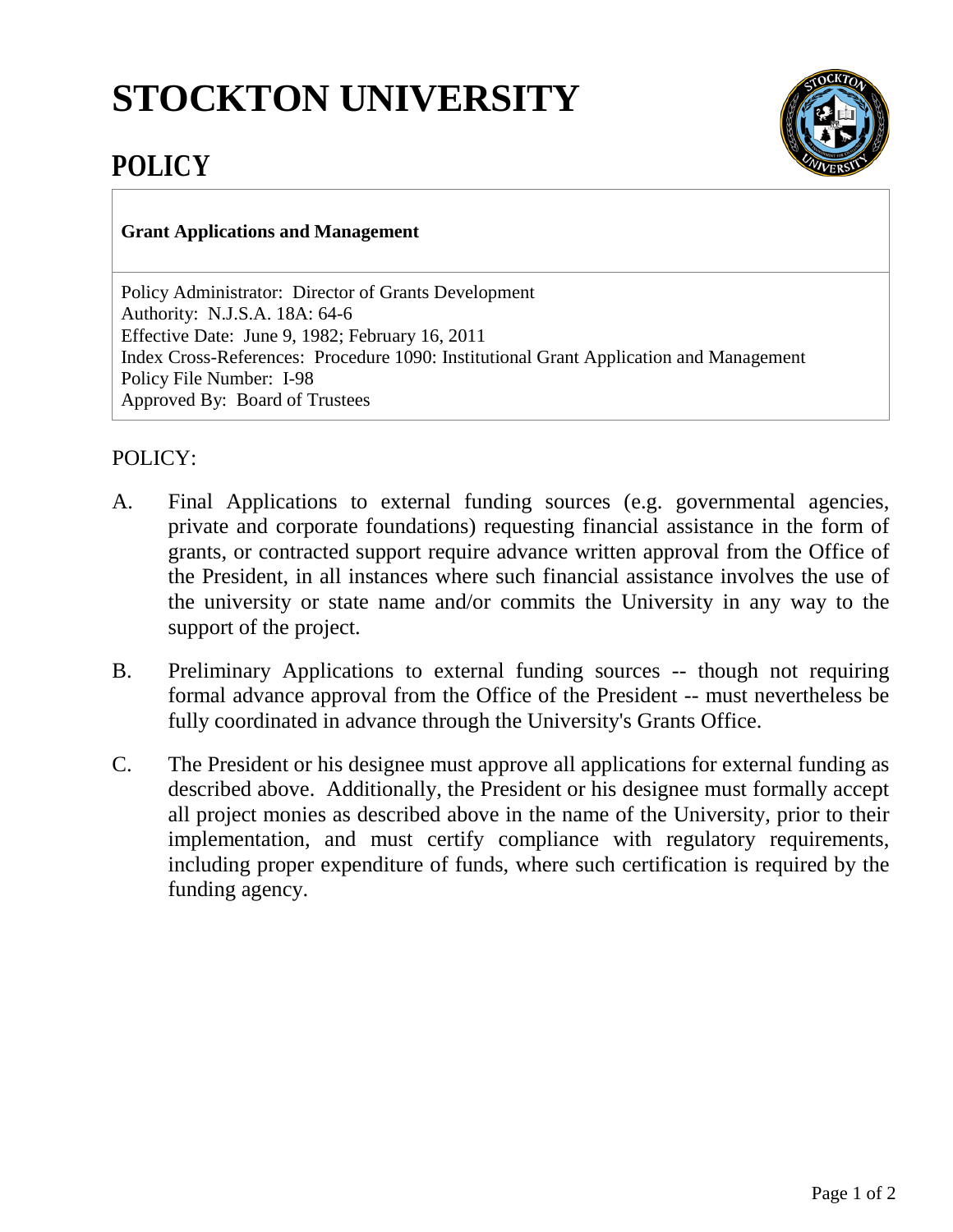# STOCKTON UNIVERSITY

## POLICY

**Grant Applications and Management**

Policy Administrator: Director of Grants Development
Authority: N.J.S.A. 18A: 64-6
Effective Date: June 9, 1982; February 16, 2011
Index Cross-References: Procedure 1090: Institutional Grant Application and Management
Policy File Number: I-98
Approved By: Board of Trustees

POLICY:

A. Final Applications to external funding sources (e.g. governmental agencies, private and corporate foundations) requesting financial assistance in the form of grants, or contracted support require advance written approval from the Office of the President, in all instances where such financial assistance involves the use of the university or state name and/or commits the University in any way to the support of the project.

B. Preliminary Applications to external funding sources -- though not requiring formal advance approval from the Office of the President -- must nevertheless be fully coordinated in advance through the University's Grants Office.

C. The President or his designee must approve all applications for external funding as described above. Additionally, the President or his designee must formally accept all project monies as described above in the name of the University, prior to their implementation, and must certify compliance with regulatory requirements, including proper expenditure of funds, where such certification is required by the funding agency.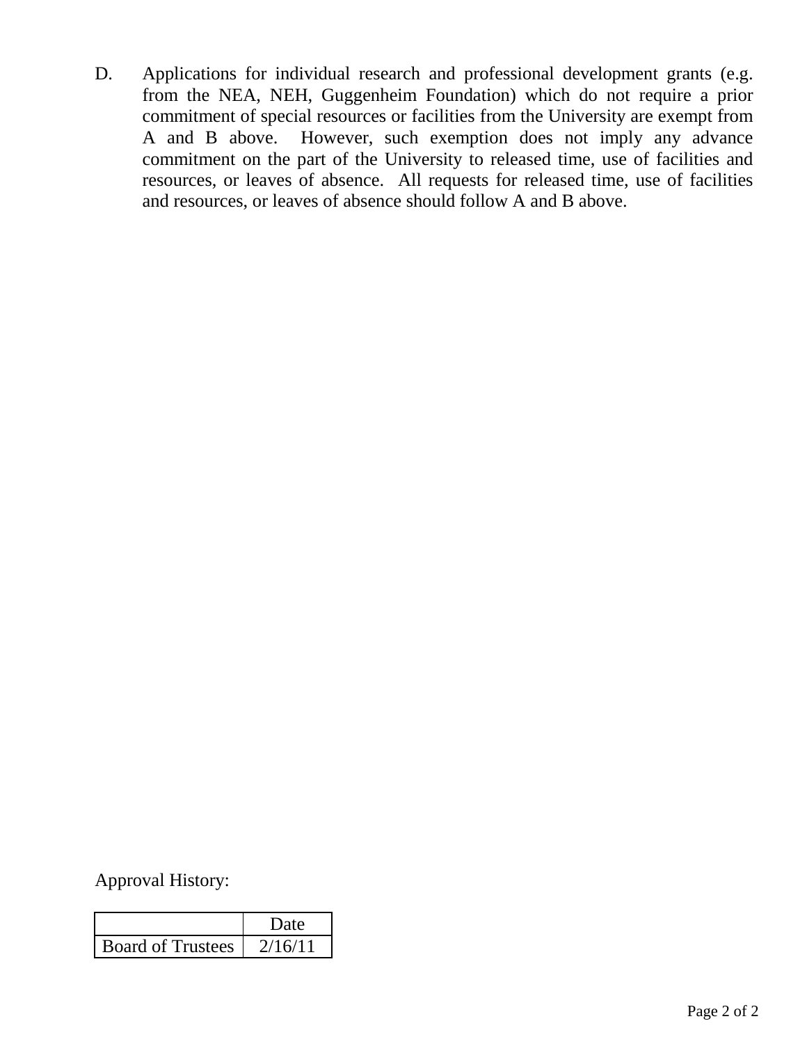D. Applications for individual research and professional development grants (e.g. from the NEA, NEH, Guggenheim Foundation) which do not require a prior commitment of special resources or facilities from the University are exempt from A and B above. However, such exemption does not imply any advance commitment on the part of the University to released time, use of facilities and resources, or leaves of absence. All requests for released time, use of facilities and resources, or leaves of absence should follow A and B above.

Approval History:

| | Date |
|---|---|
| Board of Trustees | 2/16/11 |